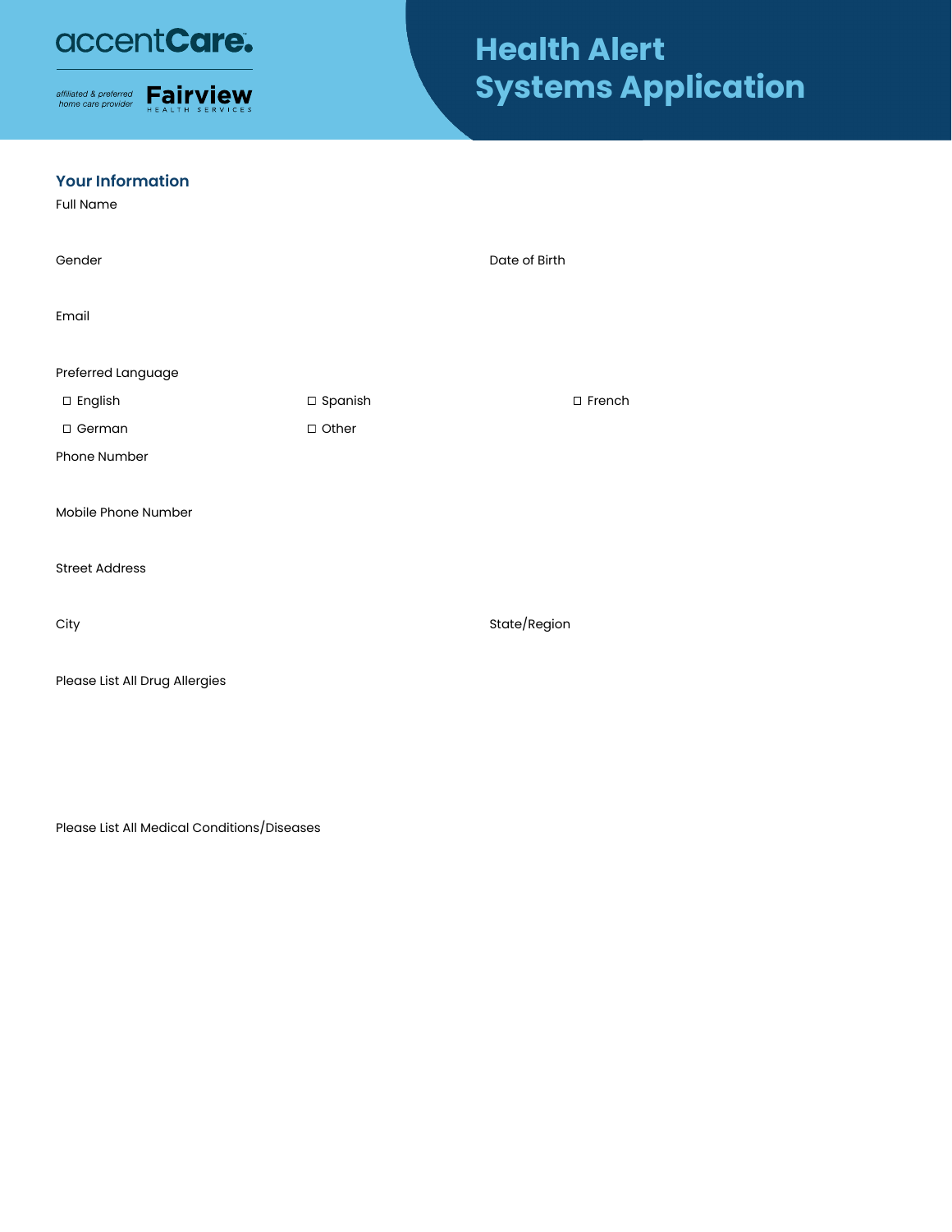accentCare.

*affiliated & preferred home care provider* **Fairview** HEALTH SERVICES

# Health Alert Systems Application

## Your Information

Full Name

Gender

Date of Birth

Email

Preferred Language

☐ English ☐ Spanish ☐ French

☐ German ☐ Other

Phone Number

Mobile Phone Number

Street Address

City

State/Region

Please List All Drug Allergies

Please List All Medical Conditions/Diseases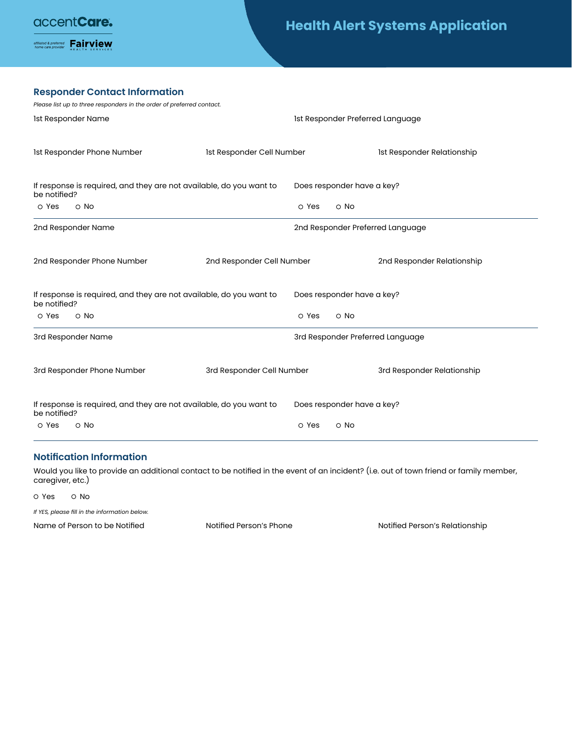accentCare.

*affiliated & preferred home care provider* **Fairview** HEALTH SERVICES

# Health Alert Systems Application

## Responder Contact Information

*Please list up to three responders in the order of preferred contact.*

1st Responder Name

1st Responder Preferred Language

1st Responder Phone Number

1st Responder Cell Number

1st Responder Relationship

If response is required, and they are not available, do you want to be notified?

○ Yes ○ No

Does responder have a key?

○ Yes ○ No

---

2nd Responder Name

2nd Responder Preferred Language

2nd Responder Phone Number

2nd Responder Cell Number

2nd Responder Relationship

If response is required, and they are not available, do you want to be notified?

○ Yes ○ No

Does responder have a key?

○ Yes ○ No

---

3rd Responder Name

3rd Responder Preferred Language

3rd Responder Phone Number

3rd Responder Cell Number

3rd Responder Relationship

If response is required, and they are not available, do you want to be notified?

○ Yes ○ No

Does responder have a key?

○ Yes ○ No

---

## Notification Information

Would you like to provide an additional contact to be notified in the event of an incident? (i.e. out of town friend or family member, caregiver, etc.)

○ Yes ○ No

*If YES, please fill in the information below.*

Name of Person to be Notified

Notified Person's Phone

Notified Person's Relationship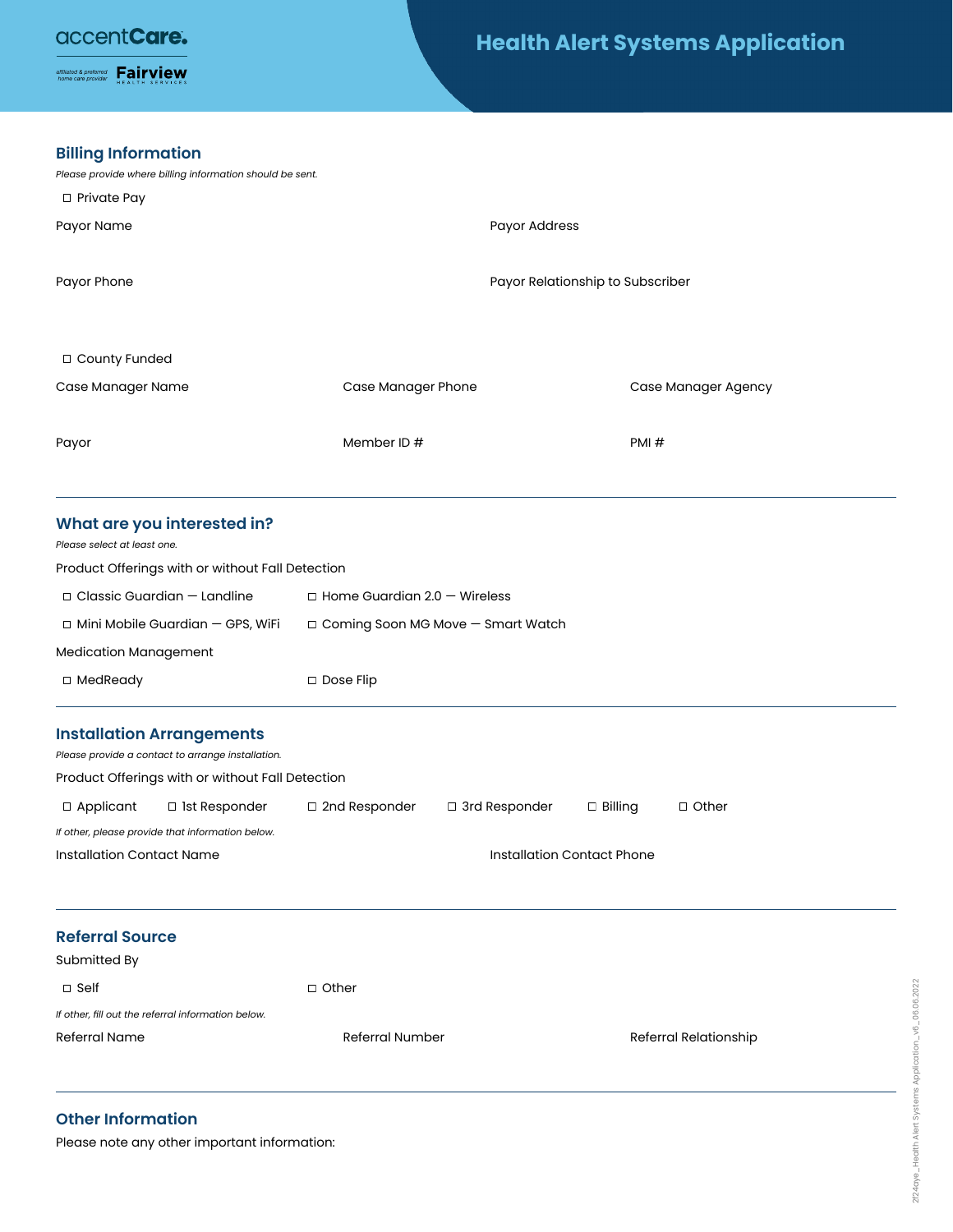accentCare.

affiliated & preferred home care provider **Fairview** HEALTH SERVICES

# Health Alert Systems Application

## Billing Information

*Please provide where billing information should be sent.*

☐ Private Pay

Payor Name

Payor Address

Payor Phone

Payor Relationship to Subscriber

☐ County Funded

Case Manager Name

Case Manager Phone

Case Manager Agency

Payor

Member ID #

PMI #

## What are you interested in?

*Please select at least one.*

Product Offerings with or without Fall Detection

☐ Classic Guardian — Landline

☐ Home Guardian 2.0 — Wireless

☐ Mini Mobile Guardian — GPS, WiFi

☐ Coming Soon MG Move — Smart Watch

Medication Management

☐ MedReady

☐ Dose Flip

## Installation Arrangements

*Please provide a contact to arrange installation.*

Product Offerings with or without Fall Detection

☐ Applicant ☐ 1st Responder ☐ 2nd Responder ☐ 3rd Responder ☐ Billing ☐ Other

*If other, please provide that information below.*

Installation Contact Name

Installation Contact Phone

## Referral Source

Submitted By

☐ Self

☐ Other

*If other, fill out the referral information below.*

Referral Name

Referral Number

Referral Relationship

## Other Information

Please note any other important information:

2124aye_Health Alert Systems Application_v6_06.06.2022